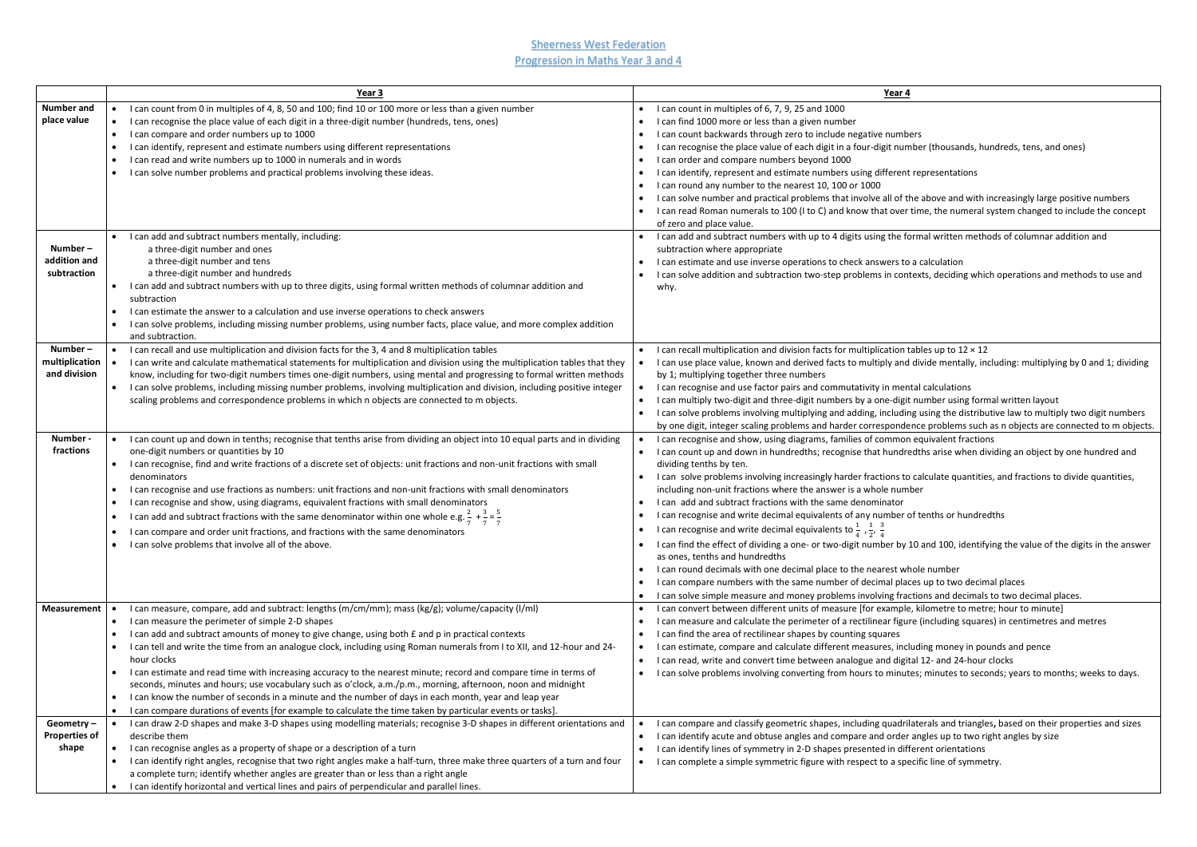# Sheerness West Federation

## Progression in Maths Year 3 and 4

| | Year 3 | Year 4 |
|---|---|---|
| **Number and place value** | • I can count from 0 in multiples of 4, 8, 50 and 100; find 10 or 100 more or less than a given number<br>• I can recognise the place value of each digit in a three-digit number (hundreds, tens, ones)<br>• I can compare and order numbers up to 1000<br>• I can identify, represent and estimate numbers using different representations<br>• I can read and write numbers up to 1000 in numerals and in words<br>• I can solve number problems and practical problems involving these ideas. | • I can count in multiples of 6, 7, 9, 25 and 1000<br>• I can find 1000 more or less than a given number<br>• I can count backwards through zero to include negative numbers<br>• I can recognise the place value of each digit in a four-digit number (thousands, hundreds, tens, and ones)<br>• I can order and compare numbers beyond 1000<br>• I can identify, represent and estimate numbers using different representations<br>• I can round any number to the nearest 10, 100 or 1000<br>• I can solve number and practical problems that involve all of the above and with increasingly large positive numbers<br>• I can read Roman numerals to 100 (I to C) and know that over time, the numeral system changed to include the concept of zero and place value. |
| **Number – addition and subtraction** | • I can add and subtract numbers mentally, including:<br>a three-digit number and ones<br>a three-digit number and tens<br>a three-digit number and hundreds<br>• I can add and subtract numbers with up to three digits, using formal written methods of columnar addition and subtraction<br>• I can estimate the answer to a calculation and use inverse operations to check answers<br>• I can solve problems, including missing number problems, using number facts, place value, and more complex addition and subtraction. | • I can add and subtract numbers with up to 4 digits using the formal written methods of columnar addition and subtraction where appropriate<br>• I can estimate and use inverse operations to check answers to a calculation<br>• I can solve addition and subtraction two-step problems in contexts, deciding which operations and methods to use and why. |
| **Number – multiplication and division** | • I can recall and use multiplication and division facts for the 3, 4 and 8 multiplication tables<br>• I can write and calculate mathematical statements for multiplication and division using the multiplication tables that they know, including for two-digit numbers times one-digit numbers, using mental and progressing to formal written methods<br>• I can solve problems, including missing number problems, involving multiplication and division, including positive integer scaling problems and correspondence problems in which n objects are connected to m objects. | • I can recall multiplication and division facts for multiplication tables up to 12 × 12<br>• I can use place value, known and derived facts to multiply and divide mentally, including: multiplying by 0 and 1; dividing by 1; multiplying together three numbers<br>• I can recognise and use factor pairs and commutativity in mental calculations<br>• I can multiply two-digit and three-digit numbers by a one-digit number using formal written layout<br>• I can solve problems involving multiplying and adding, including using the distributive law to multiply two digit numbers by one digit, integer scaling problems and harder correspondence problems such as n objects are connected to m objects. |
| **Number - fractions** | • I can count up and down in tenths; recognise that tenths arise from dividing an object into 10 equal parts and in dividing one-digit numbers or quantities by 10<br>• I can recognise, find and write fractions of a discrete set of objects: unit fractions and non-unit fractions with small denominators<br>• I can recognise and use fractions as numbers: unit fractions and non-unit fractions with small denominators<br>• I can recognise and show, using diagrams, equivalent fractions with small denominators<br>• I can add and subtract fractions with the same denominator within one whole e.g. $\frac{2}{7}+\frac{3}{7}=\frac{5}{7}$<br>• I can compare and order unit fractions, and fractions with the same denominators<br>• I can solve problems that involve all of the above. | • I can recognise and show, using diagrams, families of common equivalent fractions<br>• I can count up and down in hundredths; recognise that hundredths arise when dividing an object by one hundred and dividing tenths by ten.<br>• I can solve problems involving increasingly harder fractions to calculate quantities, and fractions to divide quantities, including non-unit fractions where the answer is a whole number<br>• I can add and subtract fractions with the same denominator<br>• I can recognise and write decimal equivalents of any number of tenths or hundredths<br>• I can recognise and write decimal equivalents to $\frac{1}{4}$, $\frac{1}{2}$, $\frac{3}{4}$<br>• I can find the effect of dividing a one- or two-digit number by 10 and 100, identifying the value of the digits in the answer as ones, tenths and hundredths<br>• I can round decimals with one decimal place to the nearest whole number<br>• I can compare numbers with the same number of decimal places up to two decimal places<br>• I can solve simple measure and money problems involving fractions and decimals to two decimal places. |
| **Measurement** | • I can measure, compare, add and subtract: lengths (m/cm/mm); mass (kg/g); volume/capacity (l/ml)<br>• I can measure the perimeter of simple 2-D shapes<br>• I can add and subtract amounts of money to give change, using both £ and p in practical contexts<br>• I can tell and write the time from an analogue clock, including using Roman numerals from I to XII, and 12-hour and 24-hour clocks<br>• I can estimate and read time with increasing accuracy to the nearest minute; record and compare time in terms of seconds, minutes and hours; use vocabulary such as o'clock, a.m./p.m., morning, afternoon, noon and midnight<br>• I can know the number of seconds in a minute and the number of days in each month, year and leap year<br>• I can compare durations of events [for example to calculate the time taken by particular events or tasks]. | • I can convert between different units of measure [for example, kilometre to metre; hour to minute]<br>• I can measure and calculate the perimeter of a rectilinear figure (including squares) in centimetres and metres<br>• I can find the area of rectilinear shapes by counting squares<br>• I can estimate, compare and calculate different measures, including money in pounds and pence<br>• I can read, write and convert time between analogue and digital 12- and 24-hour clocks<br>• I can solve problems involving converting from hours to minutes; minutes to seconds; years to months; weeks to days. |
| **Geometry – Properties of shape** | • I can draw 2-D shapes and make 3-D shapes using modelling materials; recognise 3-D shapes in different orientations and describe them<br>• I can recognise angles as a property of shape or a description of a turn<br>• I can identify right angles, recognise that two right angles make a half-turn, three make three quarters of a turn and four a complete turn; identify whether angles are greater than or less than a right angle<br>• I can identify horizontal and vertical lines and pairs of perpendicular and parallel lines. | • I can compare and classify geometric shapes, including quadrilaterals and triangles, based on their properties and sizes<br>• I can identify acute and obtuse angles and compare and order angles up to two right angles by size<br>• I can identify lines of symmetry in 2-D shapes presented in different orientations<br>• I can complete a simple symmetric figure with respect to a specific line of symmetry. |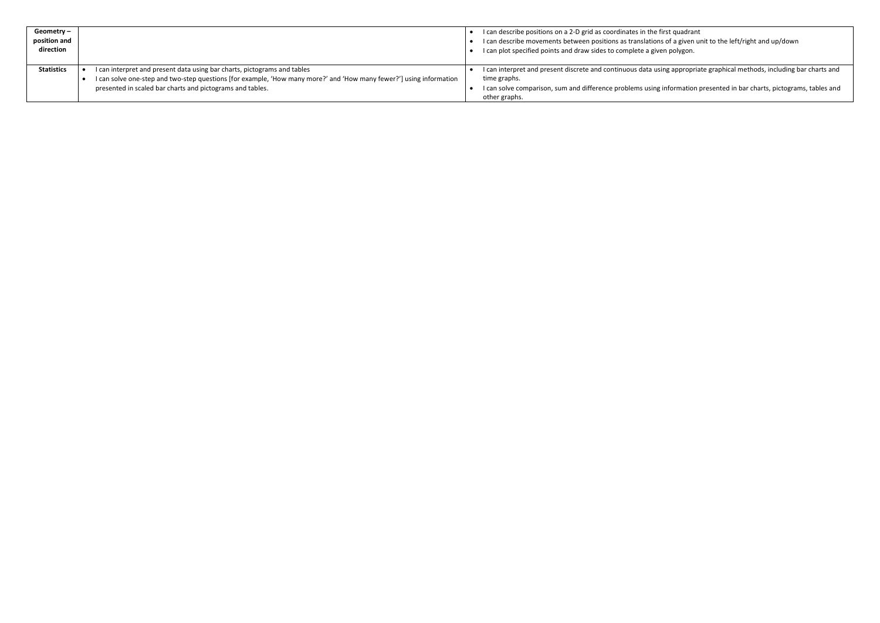| | | |
|---|---|---|
| **Geometry – position and direction** | | • I can describe positions on a 2-D grid as coordinates in the first quadrant<br>• I can describe movements between positions as translations of a given unit to the left/right and up/down<br>• I can plot specified points and draw sides to complete a given polygon. |
| **Statistics** | • I can interpret and present data using bar charts, pictograms and tables<br>• I can solve one-step and two-step questions [for example, 'How many more?' and 'How many fewer?'] using information presented in scaled bar charts and pictograms and tables. | • I can interpret and present discrete and continuous data using appropriate graphical methods, including bar charts and time graphs.<br>• I can solve comparison, sum and difference problems using information presented in bar charts, pictograms, tables and other graphs. |